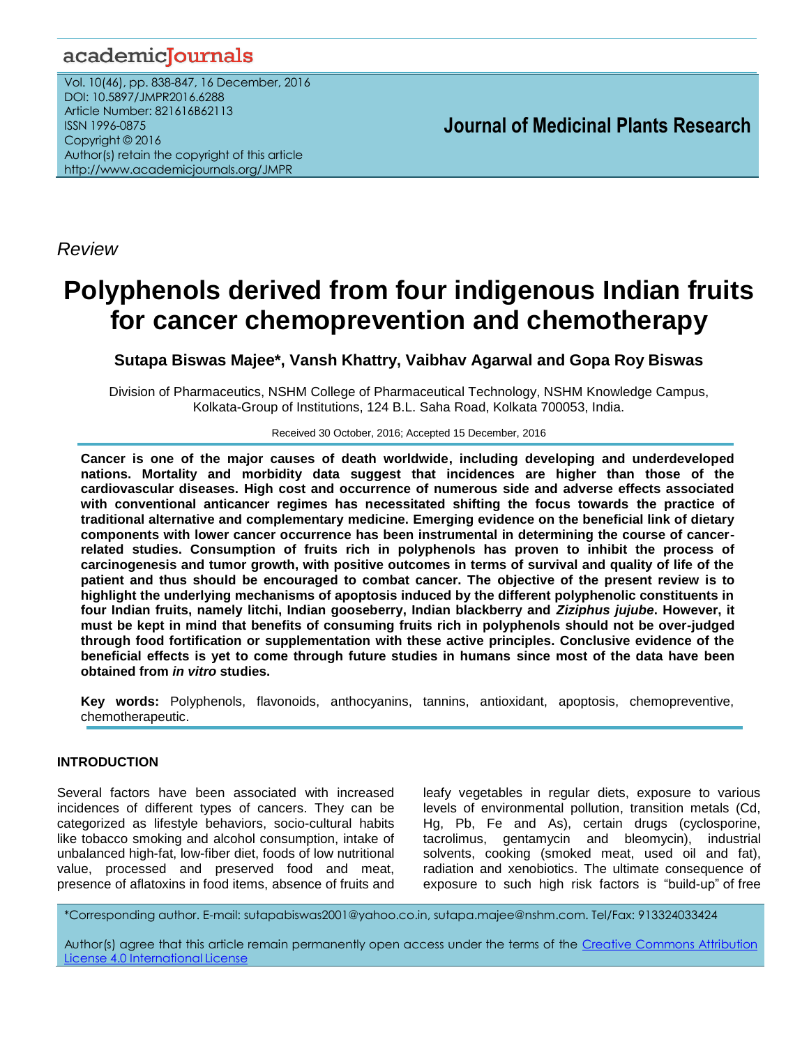academicJournals

Vol. 10(46), pp. 838-847, 16 December, 2016
DOI: 10.5897/JMPR2016.6288
Article Number: 821616B62113
ISSN 1996-0875
Copyright © 2016
Author(s) retain the copyright of this article
http://www.academicjournals.org/JMPR

**Journal of Medicinal Plants Research**

*Review*

# Polyphenols derived from four indigenous Indian fruits for cancer chemoprevention and chemotherapy

**Sutapa Biswas Majee\*, Vansh Khattry, Vaibhav Agarwal and Gopa Roy Biswas**

Division of Pharmaceutics, NSHM College of Pharmaceutical Technology, NSHM Knowledge Campus, Kolkata-Group of Institutions, 124 B.L. Saha Road, Kolkata 700053, India.

Received 30 October, 2016; Accepted 15 December, 2016

**Cancer is one of the major causes of death worldwide, including developing and underdeveloped nations. Mortality and morbidity data suggest that incidences are higher than those of the cardiovascular diseases. High cost and occurrence of numerous side and adverse effects associated with conventional anticancer regimes has necessitated shifting the focus towards the practice of traditional alternative and complementary medicine. Emerging evidence on the beneficial link of dietary components with lower cancer occurrence has been instrumental in determining the course of cancer-related studies. Consumption of fruits rich in polyphenols has proven to inhibit the process of carcinogenesis and tumor growth, with positive outcomes in terms of survival and quality of life of the patient and thus should be encouraged to combat cancer. The objective of the present review is to highlight the underlying mechanisms of apoptosis induced by the different polyphenolic constituents in four Indian fruits, namely litchi, Indian gooseberry, Indian blackberry and *Ziziphus jujube*. However, it must be kept in mind that benefits of consuming fruits rich in polyphenols should not be over-judged through food fortification or supplementation with these active principles. Conclusive evidence of the beneficial effects is yet to come through future studies in humans since most of the data have been obtained from *in vitro* studies.**

**Key words:** Polyphenols, flavonoids, anthocyanins, tannins, antioxidant, apoptosis, chemopreventive, chemotherapeutic.

## INTRODUCTION

Several factors have been associated with increased incidences of different types of cancers. They can be categorized as lifestyle behaviors, socio-cultural habits like tobacco smoking and alcohol consumption, intake of unbalanced high-fat, low-fiber diet, foods of low nutritional value, processed and preserved food and meat, presence of aflatoxins in food items, absence of fruits and leafy vegetables in regular diets, exposure to various levels of environmental pollution, transition metals (Cd, Hg, Pb, Fe and As), certain drugs (cyclosporine, tacrolimus, gentamycin and bleomycin), industrial solvents, cooking (smoked meat, used oil and fat), radiation and xenobiotics. The ultimate consequence of exposure to such high risk factors is "build-up" of free

\*Corresponding author. E-mail: sutapabiswas2001@yahoo.co.in, sutapa.majee@nshm.com. Tel/Fax: 913324033424

Author(s) agree that this article remain permanently open access under the terms of the Creative Commons Attribution License 4.0 International License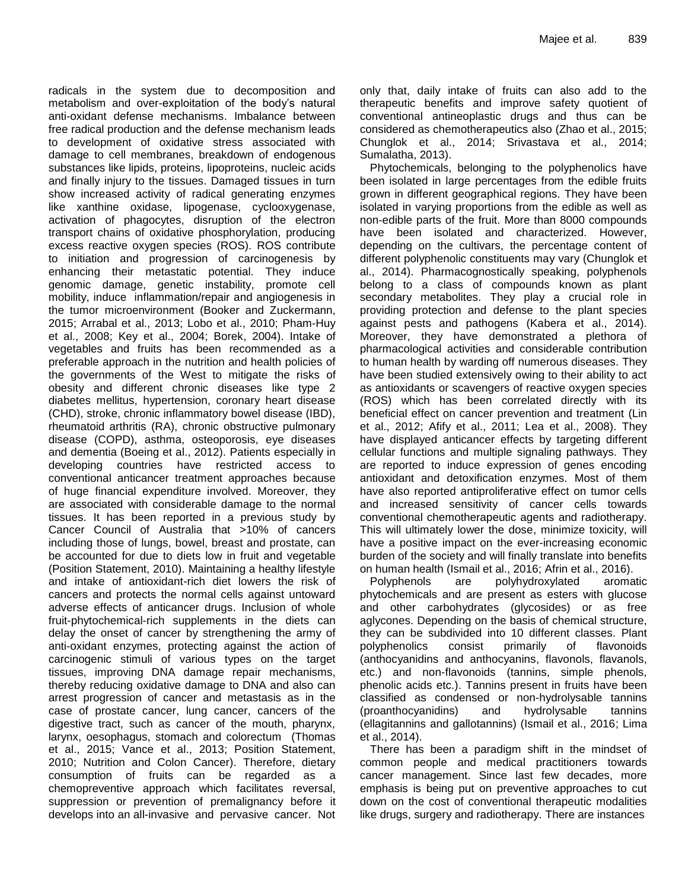radicals in the system due to decomposition and metabolism and over-exploitation of the body's natural anti-oxidant defense mechanisms. Imbalance between free radical production and the defense mechanism leads to development of oxidative stress associated with damage to cell membranes, breakdown of endogenous substances like lipids, proteins, lipoproteins, nucleic acids and finally injury to the tissues. Damaged tissues in turn show increased activity of radical generating enzymes like xanthine oxidase, lipogenase, cyclooxygenase, activation of phagocytes, disruption of the electron transport chains of oxidative phosphorylation, producing excess reactive oxygen species (ROS). ROS contribute to initiation and progression of carcinogenesis by enhancing their metastatic potential. They induce genomic damage, genetic instability, promote cell mobility, induce inflammation/repair and angiogenesis in the tumor microenvironment (Booker and Zuckermann, 2015; Arrabal et al., 2013; Lobo et al., 2010; Pham-Huy et al., 2008; Key et al., 2004; Borek, 2004). Intake of vegetables and fruits has been recommended as a preferable approach in the nutrition and health policies of the governments of the West to mitigate the risks of obesity and different chronic diseases like type 2 diabetes mellitus, hypertension, coronary heart disease (CHD), stroke, chronic inflammatory bowel disease (IBD), rheumatoid arthritis (RA), chronic obstructive pulmonary disease (COPD), asthma, osteoporosis, eye diseases and dementia (Boeing et al., 2012). Patients especially in developing countries have restricted access to conventional anticancer treatment approaches because of huge financial expenditure involved. Moreover, they are associated with considerable damage to the normal tissues. It has been reported in a previous study by Cancer Council of Australia that >10% of cancers including those of lungs, bowel, breast and prostate, can be accounted for due to diets low in fruit and vegetable (Position Statement, 2010). Maintaining a healthy lifestyle and intake of antioxidant-rich diet lowers the risk of cancers and protects the normal cells against untoward adverse effects of anticancer drugs. Inclusion of whole fruit-phytochemical-rich supplements in the diets can delay the onset of cancer by strengthening the army of anti-oxidant enzymes, protecting against the action of carcinogenic stimuli of various types on the target tissues, improving DNA damage repair mechanisms, thereby reducing oxidative damage to DNA and also can arrest progression of cancer and metastasis as in the case of prostate cancer, lung cancer, cancers of the digestive tract, such as cancer of the mouth, pharynx, larynx, oesophagus, stomach and colorectum (Thomas et al., 2015; Vance et al., 2013; Position Statement, 2010; Nutrition and Colon Cancer). Therefore, dietary consumption of fruits can be regarded as a chemopreventive approach which facilitates reversal, suppression or prevention of premalignancy before it develops into an all-invasive and pervasive cancer. Not only that, daily intake of fruits can also add to the therapeutic benefits and improve safety quotient of conventional antineoplastic drugs and thus can be considered as chemotherapeutics also (Zhao et al., 2015; Chunglok et al., 2014; Srivastava et al., 2014; Sumalatha, 2013).

Phytochemicals, belonging to the polyphenolics have been isolated in large percentages from the edible fruits grown in different geographical regions. They have been isolated in varying proportions from the edible as well as non-edible parts of the fruit. More than 8000 compounds have been isolated and characterized. However, depending on the cultivars, the percentage content of different polyphenolic constituents may vary (Chunglok et al., 2014). Pharmacognostically speaking, polyphenols belong to a class of compounds known as plant secondary metabolites. They play a crucial role in providing protection and defense to the plant species against pests and pathogens (Kabera et al., 2014). Moreover, they have demonstrated a plethora of pharmacological activities and considerable contribution to human health by warding off numerous diseases. They have been studied extensively owing to their ability to act as antioxidants or scavengers of reactive oxygen species (ROS) which has been correlated directly with its beneficial effect on cancer prevention and treatment (Lin et al., 2012; Afify et al., 2011; Lea et al., 2008). They have displayed anticancer effects by targeting different cellular functions and multiple signaling pathways. They are reported to induce expression of genes encoding antioxidant and detoxification enzymes. Most of them have also reported antiproliferative effect on tumor cells and increased sensitivity of cancer cells towards conventional chemotherapeutic agents and radiotherapy. This will ultimately lower the dose, minimize toxicity, will have a positive impact on the ever-increasing economic burden of the society and will finally translate into benefits on human health (Ismail et al., 2016; Afrin et al., 2016).

Polyphenols are polyhydroxylated aromatic phytochemicals and are present as esters with glucose and other carbohydrates (glycosides) or as free aglycones. Depending on the basis of chemical structure, they can be subdivided into 10 different classes. Plant polyphenolics consist primarily of flavonoids (anthocyanidins and anthocyanins, flavonols, flavanols, etc.) and non-flavonoids (tannins, simple phenols, phenolic acids etc.). Tannins present in fruits have been classified as condensed or non-hydrolysable tannins (proanthocyanidins) and hydrolysable tannins (ellagitannins and gallotannins) (Ismail et al., 2016; Lima et al., 2014).

There has been a paradigm shift in the mindset of common people and medical practitioners towards cancer management. Since last few decades, more emphasis is being put on preventive approaches to cut down on the cost of conventional therapeutic modalities like drugs, surgery and radiotherapy. There are instances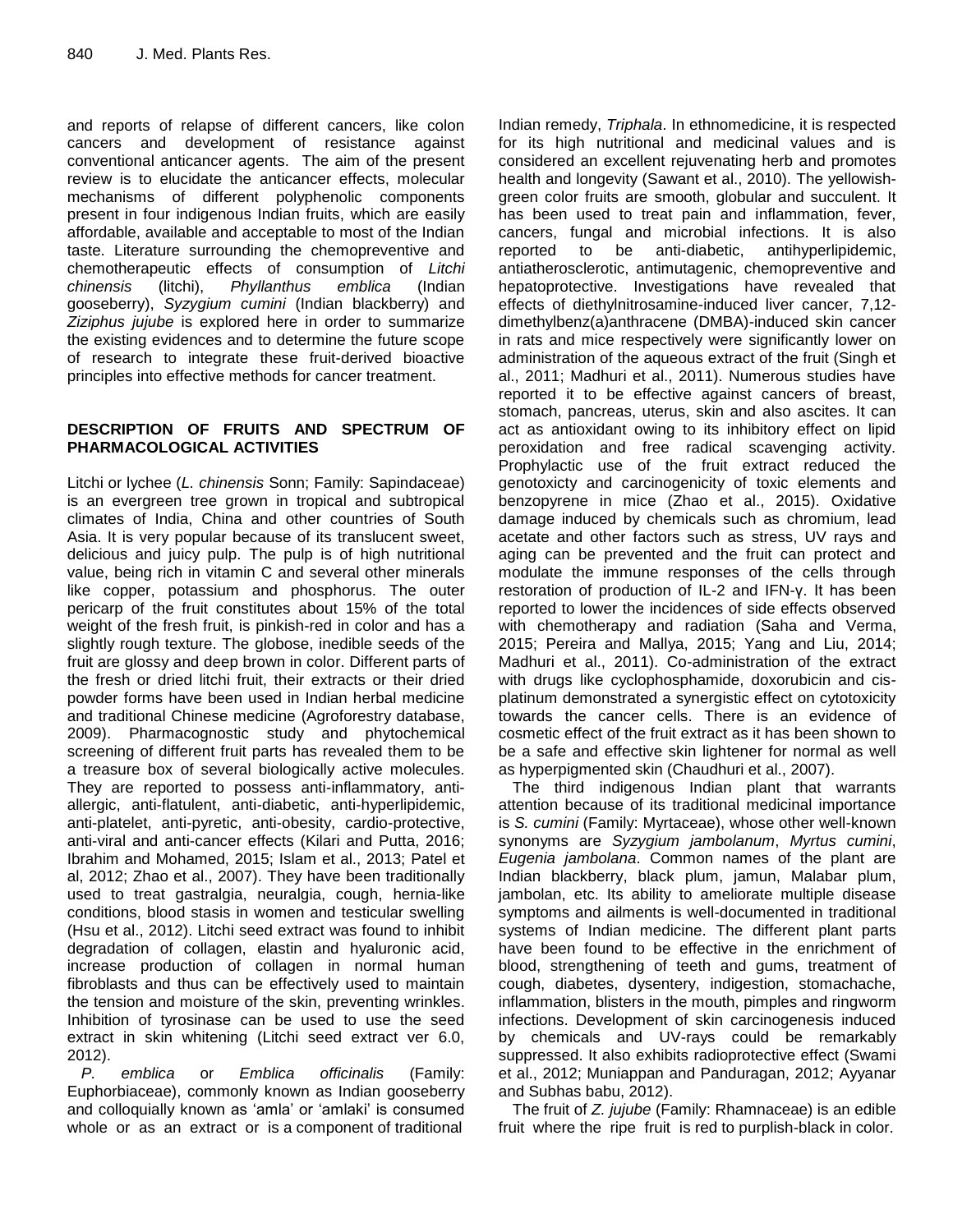and reports of relapse of different cancers, like colon cancers and development of resistance against conventional anticancer agents. The aim of the present review is to elucidate the anticancer effects, molecular mechanisms of different polyphenolic components present in four indigenous Indian fruits, which are easily affordable, available and acceptable to most of the Indian taste. Literature surrounding the chemopreventive and chemotherapeutic effects of consumption of *Litchi chinensis* (litchi), *Phyllanthus emblica* (Indian gooseberry), *Syzygium cumini* (Indian blackberry) and *Ziziphus jujube* is explored here in order to summarize the existing evidences and to determine the future scope of research to integrate these fruit-derived bioactive principles into effective methods for cancer treatment.

## DESCRIPTION OF FRUITS AND SPECTRUM OF PHARMACOLOGICAL ACTIVITIES

Litchi or lychee (*L. chinensis* Sonn; Family: Sapindaceae) is an evergreen tree grown in tropical and subtropical climates of India, China and other countries of South Asia. It is very popular because of its translucent sweet, delicious and juicy pulp. The pulp is of high nutritional value, being rich in vitamin C and several other minerals like copper, potassium and phosphorus. The outer pericarp of the fruit constitutes about 15% of the total weight of the fresh fruit, is pinkish-red in color and has a slightly rough texture. The globose, inedible seeds of the fruit are glossy and deep brown in color. Different parts of the fresh or dried litchi fruit, their extracts or their dried powder forms have been used in Indian herbal medicine and traditional Chinese medicine (Agroforestry database, 2009). Pharmacognostic study and phytochemical screening of different fruit parts has revealed them to be a treasure box of several biologically active molecules. They are reported to possess anti-inflammatory, anti-allergic, anti-flatulent, anti-diabetic, anti-hyperlipidemic, anti-platelet, anti-pyretic, anti-obesity, cardio-protective, anti-viral and anti-cancer effects (Kilari and Putta, 2016; Ibrahim and Mohamed, 2015; Islam et al., 2013; Patel et al, 2012; Zhao et al., 2007). They have been traditionally used to treat gastralgia, neuralgia, cough, hernia-like conditions, blood stasis in women and testicular swelling (Hsu et al., 2012). Litchi seed extract was found to inhibit degradation of collagen, elastin and hyaluronic acid, increase production of collagen in normal human fibroblasts and thus can be effectively used to maintain the tension and moisture of the skin, preventing wrinkles. Inhibition of tyrosinase can be used to use the seed extract in skin whitening (Litchi seed extract ver 6.0, 2012).

*P. emblica* or *Emblica officinalis* (Family: Euphorbiaceae), commonly known as Indian gooseberry and colloquially known as 'amla' or 'amlaki' is consumed whole or as an extract or is a component of traditional Indian remedy, *Triphala*. In ethnomedicine, it is respected for its high nutritional and medicinal values and is considered an excellent rejuvenating herb and promotes health and longevity (Sawant et al., 2010). The yellowish-green color fruits are smooth, globular and succulent. It has been used to treat pain and inflammation, fever, cancers, fungal and microbial infections. It is also reported to be anti-diabetic, antihyperlipidemic, antiatherosclerotic, antimutagenic, chemopreventive and hepatoprotective. Investigations have revealed that effects of diethylnitrosamine-induced liver cancer, 7,12-dimethylbenz(a)anthracene (DMBA)-induced skin cancer in rats and mice respectively were significantly lower on administration of the aqueous extract of the fruit (Singh et al., 2011; Madhuri et al., 2011). Numerous studies have reported it to be effective against cancers of breast, stomach, pancreas, uterus, skin and also ascites. It can act as antioxidant owing to its inhibitory effect on lipid peroxidation and free radical scavenging activity. Prophylactic use of the fruit extract reduced the genotoxicty and carcinogenicity of toxic elements and benzopyrene in mice (Zhao et al., 2015). Oxidative damage induced by chemicals such as chromium, lead acetate and other factors such as stress, UV rays and aging can be prevented and the fruit can protect and modulate the immune responses of the cells through restoration of production of IL-2 and IFN-γ. It has been reported to lower the incidences of side effects observed with chemotherapy and radiation (Saha and Verma, 2015; Pereira and Mallya, 2015; Yang and Liu, 2014; Madhuri et al., 2011). Co-administration of the extract with drugs like cyclophosphamide, doxorubicin and cis-platinum demonstrated a synergistic effect on cytotoxicity towards the cancer cells. There is an evidence of cosmetic effect of the fruit extract as it has been shown to be a safe and effective skin lightener for normal as well as hyperpigmented skin (Chaudhuri et al., 2007).

The third indigenous Indian plant that warrants attention because of its traditional medicinal importance is *S. cumini* (Family: Myrtaceae), whose other well-known synonyms are *Syzygium jambolanum*, *Myrtus cumini*, *Eugenia jambolana*. Common names of the plant are Indian blackberry, black plum, jamun, Malabar plum, jambolan, etc. Its ability to ameliorate multiple disease symptoms and ailments is well-documented in traditional systems of Indian medicine. The different plant parts have been found to be effective in the enrichment of blood, strengthening of teeth and gums, treatment of cough, diabetes, dysentery, indigestion, stomachache, inflammation, blisters in the mouth, pimples and ringworm infections. Development of skin carcinogenesis induced by chemicals and UV-rays could be remarkably suppressed. It also exhibits radioprotective effect (Swami et al., 2012; Muniappan and Panduragan, 2012; Ayyanar and Subhas babu, 2012).

The fruit of *Z. jujube* (Family: Rhamnaceae) is an edible fruit where the ripe fruit is red to purplish-black in color.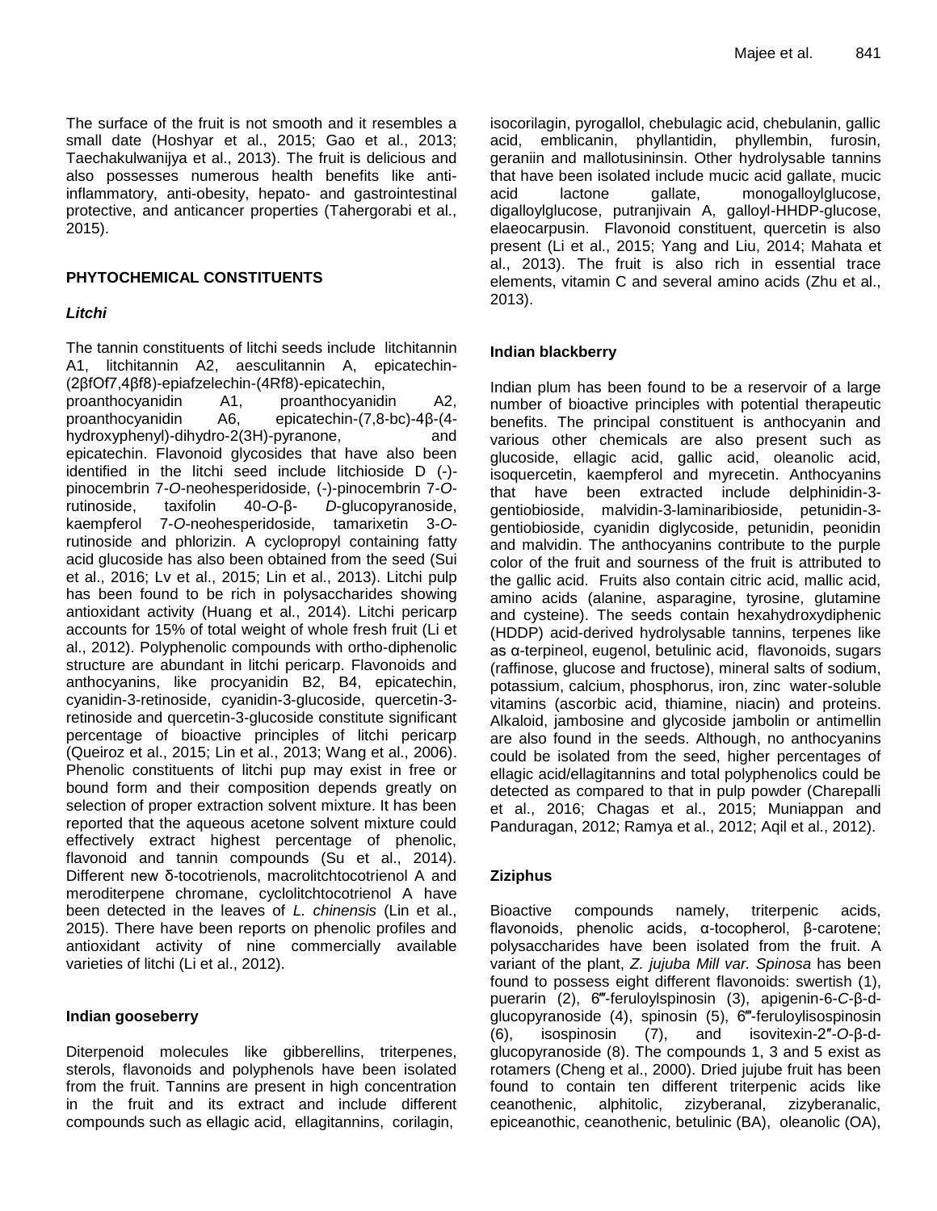The surface of the fruit is not smooth and it resembles a small date (Hoshyar et al., 2015; Gao et al., 2013; Taechakulwanijya et al., 2013). The fruit is delicious and also possesses numerous health benefits like anti-inflammatory, anti-obesity, hepato- and gastrointestinal protective, and anticancer properties (Tahergorabi et al., 2015).

## PHYTOCHEMICAL CONSTITUENTS

### *Litchi*

The tannin constituents of litchi seeds include litchitannin A1, litchitannin A2, aesculitannin A, epicatechin-(2βfOf7,4βf8)-epiafzelechin-(4Rf8)-epicatechin, proanthocyanidin A1, proanthocyanidin A2, proanthocyanidin A6, epicatechin-(7,8-bc)-4β-(4-hydroxyphenyl)-dihydro-2(3H)-pyranone, and epicatechin. Flavonoid glycosides that have also been identified in the litchi seed include litchioside D (-)-pinocembrin 7-*O*-neohesperidoside, (-)-pinocembrin 7-*O*-rutinoside, taxifolin 40-*O*-β- *D*-glucopyranoside, kaempferol 7-*O*-neohesperidoside, tamarixetin 3-*O*-rutinoside and phlorizin. A cyclopropyl containing fatty acid glucoside has also been obtained from the seed (Sui et al., 2016; Lv et al., 2015; Lin et al., 2013). Litchi pulp has been found to be rich in polysaccharides showing antioxidant activity (Huang et al., 2014). Litchi pericarp accounts for 15% of total weight of whole fresh fruit (Li et al., 2012). Polyphenolic compounds with ortho-diphenolic structure are abundant in litchi pericarp. Flavonoids and anthocyanins, like procyanidin B2, B4, epicatechin, cyanidin-3-retinoside, cyanidin-3-glucoside, quercetin-3-retinoside and quercetin-3-glucoside constitute significant percentage of bioactive principles of litchi pericarp (Queiroz et al., 2015; Lin et al., 2013; Wang et al., 2006). Phenolic constituents of litchi pup may exist in free or bound form and their composition depends greatly on selection of proper extraction solvent mixture. It has been reported that the aqueous acetone solvent mixture could effectively extract highest percentage of phenolic, flavonoid and tannin compounds (Su et al., 2014). Different new δ-tocotrienols, macrolitchtocotrienol A and meroditerpene chromane, cyclolitchtocotrienol A have been detected in the leaves of *L. chinensis* (Lin et al., 2015). There have been reports on phenolic profiles and antioxidant activity of nine commercially available varieties of litchi (Li et al., 2012).

### Indian gooseberry

Diterpenoid molecules like gibberellins, triterpenes, sterols, flavonoids and polyphenols have been isolated from the fruit. Tannins are present in high concentration in the fruit and its extract and include different compounds such as ellagic acid, ellagitannins, corilagin, isocorilagin, pyrogallol, chebulagic acid, chebulanin, gallic acid, emblicanin, phyllantidin, phyllembin, furosin, geraniin and mallotusininsin. Other hydrolysable tannins that have been isolated include mucic acid gallate, mucic acid lactone gallate, monogalloylglucose, digalloylglucose, putranjivain A, galloyl-HHDP-glucose, elaeocarpusin. Flavonoid constituent, quercetin is also present (Li et al., 2015; Yang and Liu, 2014; Mahata et al., 2013). The fruit is also rich in essential trace elements, vitamin C and several amino acids (Zhu et al., 2013).

### Indian blackberry

Indian plum has been found to be a reservoir of a large number of bioactive principles with potential therapeutic benefits. The principal constituent is anthocyanin and various other chemicals are also present such as glucoside, ellagic acid, gallic acid, oleanolic acid, isoquercetin, kaempferol and myrecetin. Anthocyanins that have been extracted include delphinidin-3-gentiobioside, malvidin-3-laminaribioside, petunidin-3-gentiobioside, cyanidin diglycoside, petunidin, peonidin and malvidin. The anthocyanins contribute to the purple color of the fruit and sourness of the fruit is attributed to the gallic acid. Fruits also contain citric acid, mallic acid, amino acids (alanine, asparagine, tyrosine, glutamine and cysteine). The seeds contain hexahydroxydiphenic (HDDP) acid-derived hydrolysable tannins, terpenes like as α-terpineol, eugenol, betulinic acid, flavonoids, sugars (raffinose, glucose and fructose), mineral salts of sodium, potassium, calcium, phosphorus, iron, zinc water-soluble vitamins (ascorbic acid, thiamine, niacin) and proteins. Alkaloid, jambosine and glycoside jambolin or antimellin are also found in the seeds. Although, no anthocyanins could be isolated from the seed, higher percentages of ellagic acid/ellagitannins and total polyphenolics could be detected as compared to that in pulp powder (Charepalli et al., 2016; Chagas et al., 2015; Muniappan and Panduragan, 2012; Ramya et al., 2012; Aqil et al., 2012).

### Ziziphus

Bioactive compounds namely, triterpenic acids, flavonoids, phenolic acids, α-tocopherol, β-carotene; polysaccharides have been isolated from the fruit. A variant of the plant, *Z. jujuba Mill var. Spinosa* has been found to possess eight different flavonoids: swertish (1), puerarin (2), 6‴-feruloylspinosin (3), apigenin-6-*C*-β-d-glucopyranoside (4), spinosin (5), 6‴-feruloylisospinosin (6), isospinosin (7), and isovitexin-2″-*O*-β-d-glucopyranoside (8). The compounds 1, 3 and 5 exist as rotamers (Cheng et al., 2000). Dried jujube fruit has been found to contain ten different triterpenic acids like ceanothenic, alphitolic, zizyberanal, zizyberanalic, epiceanothic, ceanothenic, betulinic (BA), oleanolic (OA),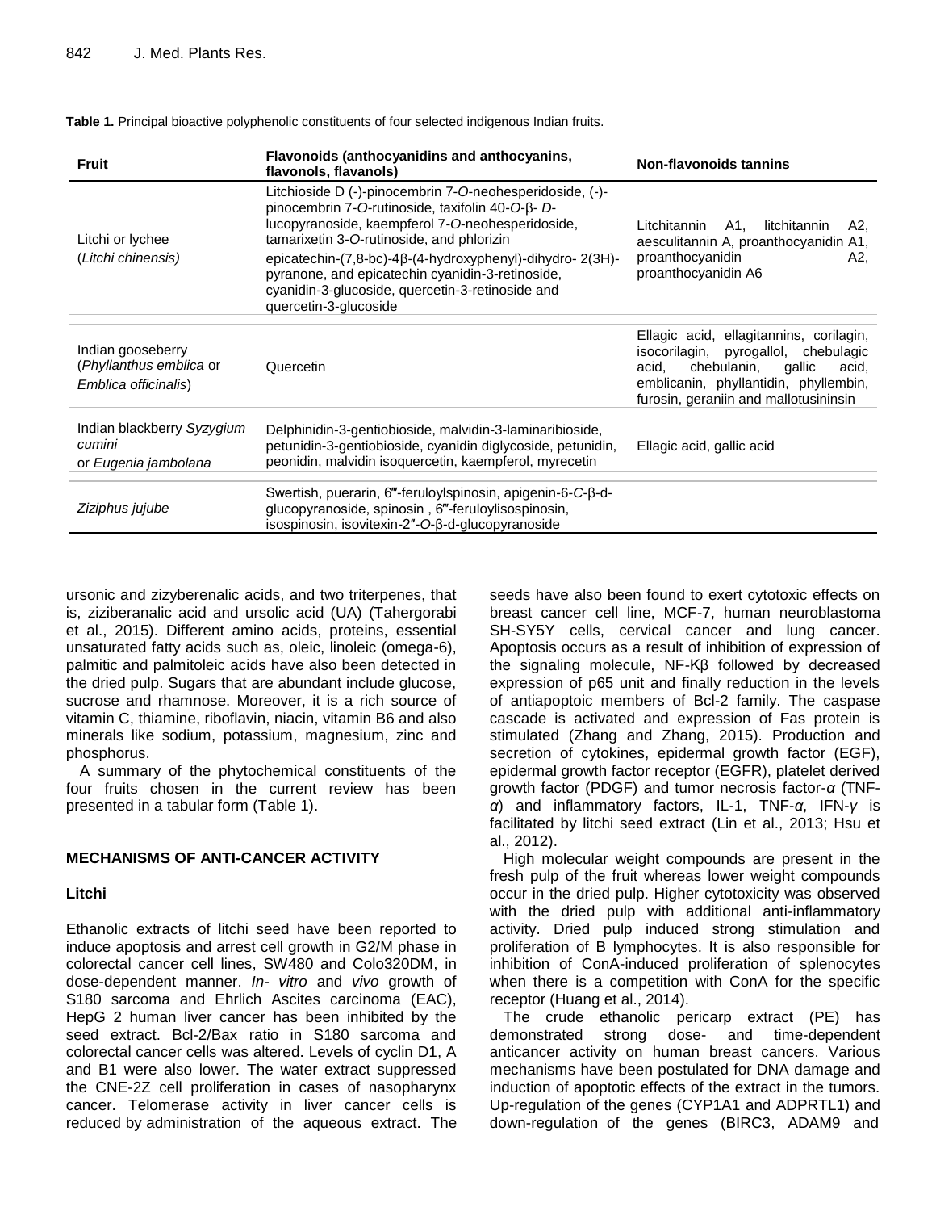**Table 1.** Principal bioactive polyphenolic constituents of four selected indigenous Indian fruits.

| Fruit | Flavonoids (anthocyanidins and anthocyanins, flavonols, flavanols) | Non-flavonoids tannins |
|---|---|---|
| Litchi or lychee (*Litchi chinensis*) | Litchioside D (-)-pinocembrin 7-*O*-neohesperidoside, (-)-pinocembrin 7-*O*-rutinoside, taxifolin 40-*O*-β- *D*-lucopyranoside, kaempferol 7-*O*-neohesperidoside, tamarixetin 3-*O*-rutinoside, and phlorizin epicatechin-(7,8-bc)-4β-(4-hydroxyphenyl)-dihydro- 2(3H)-pyranone, and epicatechin cyanidin-3-retinoside, cyanidin-3-glucoside, quercetin-3-retinoside and quercetin-3-glucoside | Litchitannin A1, litchitannin A2, aesculitannin A, proanthocyanidin A1, proanthocyanidin A2, proanthocyanidin A6 |
| Indian gooseberry (*Phyllanthus emblica* or *Emblica officinalis*) | Quercetin | Ellagic acid, ellagitannins, corilagin, isocorilagin, pyrogallol, chebulagic acid, chebulanin, gallic acid, emblicanin, phyllantidin, phyllembin, furosin, geraniin and mallotusininsin |
| Indian blackberry *Syzygium cumini* or *Eugenia jambolana* | Delphinidin-3-gentiobioside, malvidin-3-laminaribioside, petunidin-3-gentiobioside, cyanidin diglycoside, petunidin, peonidin, malvidin isoquercetin, kaempferol, myrecetin | Ellagic acid, gallic acid |
| *Ziziphus jujube* | Swertish, puerarin, 6‴-feruloylspinosin, apigenin-6-*C*-β-d-glucopyranoside, spinosin , 6‴-feruloylisospinosin, isospinosin, isovitexin-2″-*O*-β-d-glucopyranoside | |

ursonic and zizyberenalic acids, and two triterpenes, that is, ziziberanalic acid and ursolic acid (UA) (Tahergorabi et al., 2015). Different amino acids, proteins, essential unsaturated fatty acids such as, oleic, linoleic (omega-6), palmitic and palmitoleic acids have also been detected in the dried pulp. Sugars that are abundant include glucose, sucrose and rhamnose. Moreover, it is a rich source of vitamin C, thiamine, riboflavin, niacin, vitamin B6 and also minerals like sodium, potassium, magnesium, zinc and phosphorus.

A summary of the phytochemical constituents of the four fruits chosen in the current review has been presented in a tabular form (Table 1).

## MECHANISMS OF ANTI-CANCER ACTIVITY

### Litchi

Ethanolic extracts of litchi seed have been reported to induce apoptosis and arrest cell growth in G2/M phase in colorectal cancer cell lines, SW480 and Colo320DM, in dose-dependent manner. *In- vitro* and *vivo* growth of S180 sarcoma and Ehrlich Ascites carcinoma (EAC), HepG 2 human liver cancer has been inhibited by the seed extract. Bcl-2/Bax ratio in S180 sarcoma and colorectal cancer cells was altered. Levels of cyclin D1, A and B1 were also lower. The water extract suppressed the CNE-2Z cell proliferation in cases of nasopharynx cancer. Telomerase activity in liver cancer cells is reduced by administration of the aqueous extract. The seeds have also been found to exert cytotoxic effects on breast cancer cell line, MCF-7, human neuroblastoma SH-SY5Y cells, cervical cancer and lung cancer. Apoptosis occurs as a result of inhibition of expression of the signaling molecule, NF-Kβ followed by decreased expression of p65 unit and finally reduction in the levels of antiapoptoic members of Bcl-2 family. The caspase cascade is activated and expression of Fas protein is stimulated (Zhang and Zhang, 2015). Production and secretion of cytokines, epidermal growth factor (EGF), epidermal growth factor receptor (EGFR), platelet derived growth factor (PDGF) and tumor necrosis factor-*α* (TNF-*α*) and inflammatory factors, IL-1, TNF-*α*, IFN-*γ* is facilitated by litchi seed extract (Lin et al., 2013; Hsu et al., 2012).

High molecular weight compounds are present in the fresh pulp of the fruit whereas lower weight compounds occur in the dried pulp. Higher cytotoxicity was observed with the dried pulp with additional anti-inflammatory activity. Dried pulp induced strong stimulation and proliferation of B lymphocytes. It is also responsible for inhibition of ConA-induced proliferation of splenocytes when there is a competition with ConA for the specific receptor (Huang et al., 2014).

The crude ethanolic pericarp extract (PE) has demonstrated strong dose- and time-dependent anticancer activity on human breast cancers. Various mechanisms have been postulated for DNA damage and induction of apoptotic effects of the extract in the tumors. Up-regulation of the genes (CYP1A1 and ADPRTL1) and down-regulation of the genes (BIRC3, ADAM9 and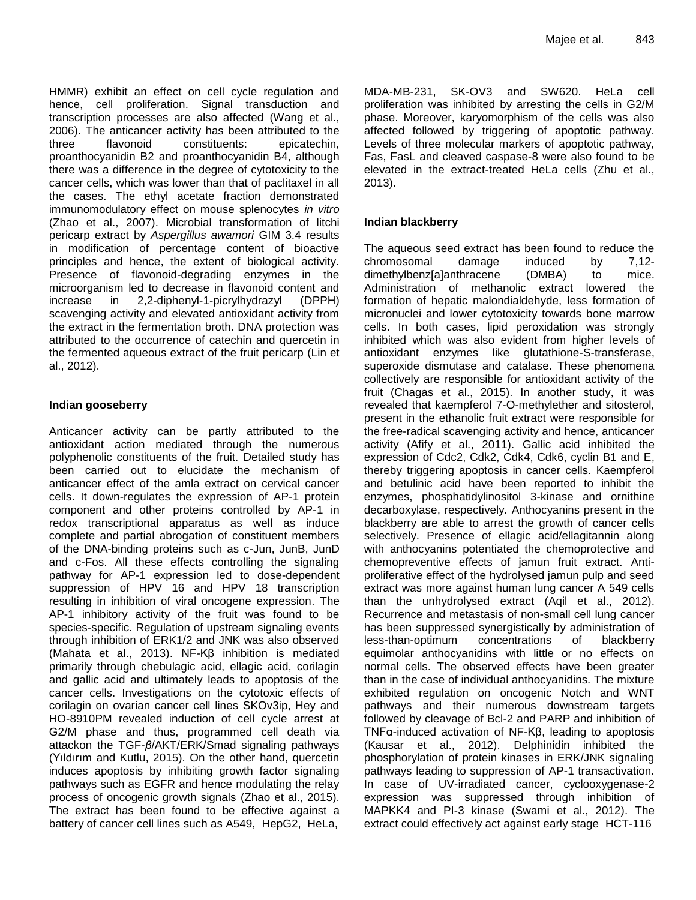HMMR) exhibit an effect on cell cycle regulation and hence, cell proliferation. Signal transduction and transcription processes are also affected (Wang et al., 2006). The anticancer activity has been attributed to the three flavonoid constituents: epicatechin, proanthocyanidin B2 and proanthocyanidin B4, although there was a difference in the degree of cytotoxicity to the cancer cells, which was lower than that of paclitaxel in all the cases. The ethyl acetate fraction demonstrated immunomodulatory effect on mouse splenocytes *in vitro* (Zhao et al., 2007). Microbial transformation of litchi pericarp extract by *Aspergillus awamori* GIM 3.4 results in modification of percentage content of bioactive principles and hence, the extent of biological activity. Presence of flavonoid-degrading enzymes in the microorganism led to decrease in flavonoid content and increase in 2,2-diphenyl-1-picrylhydrazyl (DPPH) scavenging activity and elevated antioxidant activity from the extract in the fermentation broth. DNA protection was attributed to the occurrence of catechin and quercetin in the fermented aqueous extract of the fruit pericarp (Lin et al., 2012).

**Indian gooseberry**

Anticancer activity can be partly attributed to the antioxidant action mediated through the numerous polyphenolic constituents of the fruit. Detailed study has been carried out to elucidate the mechanism of anticancer effect of the amla extract on cervical cancer cells. It down-regulates the expression of AP-1 protein component and other proteins controlled by AP-1 in redox transcriptional apparatus as well as induce complete and partial abrogation of constituent members of the DNA-binding proteins such as c-Jun, JunB, JunD and c-Fos. All these effects controlling the signaling pathway for AP-1 expression led to dose-dependent suppression of HPV 16 and HPV 18 transcription resulting in inhibition of viral oncogene expression. The AP-1 inhibitory activity of the fruit was found to be species-specific. Regulation of upstream signaling events through inhibition of ERK1/2 and JNK was also observed (Mahata et al., 2013). NF-Kβ inhibition is mediated primarily through chebulagic acid, ellagic acid, corilagin and gallic acid and ultimately leads to apoptosis of the cancer cells. Investigations on the cytotoxic effects of corilagin on ovarian cancer cell lines SKOv3ip, Hey and HO-8910PM revealed induction of cell cycle arrest at G2/M phase and thus, programmed cell death via attackon the TGF-*β*/AKT/ERK/Smad signaling pathways (Yıldırım and Kutlu, 2015). On the other hand, quercetin induces apoptosis by inhibiting growth factor signaling pathways such as EGFR and hence modulating the relay process of oncogenic growth signals (Zhao et al., 2015). The extract has been found to be effective against a battery of cancer cell lines such as A549, HepG2, HeLa, MDA-MB-231, SK-OV3 and SW620. HeLa cell proliferation was inhibited by arresting the cells in G2/M phase. Moreover, karyomorphism of the cells was also affected followed by triggering of apoptotic pathway. Levels of three molecular markers of apoptotic pathway, Fas, FasL and cleaved caspase-8 were also found to be elevated in the extract-treated HeLa cells (Zhu et al., 2013).

**Indian blackberry**

The aqueous seed extract has been found to reduce the chromosomal damage induced by 7,12-dimethylbenz[a]anthracene (DMBA) to mice. Administration of methanolic extract lowered the formation of hepatic malondialdehyde, less formation of micronuclei and lower cytotoxicity towards bone marrow cells. In both cases, lipid peroxidation was strongly inhibited which was also evident from higher levels of antioxidant enzymes like glutathione-S-transferase, superoxide dismutase and catalase. These phenomena collectively are responsible for antioxidant activity of the fruit (Chagas et al., 2015). In another study, it was revealed that kaempferol 7-O-methylether and sitosterol, present in the ethanolic fruit extract were responsible for the free-radical scavenging activity and hence, anticancer activity (Afify et al., 2011). Gallic acid inhibited the expression of Cdc2, Cdk2, Cdk4, Cdk6, cyclin B1 and E, thereby triggering apoptosis in cancer cells. Kaempferol and betulinic acid have been reported to inhibit the enzymes, phosphatidylinositol 3-kinase and ornithine decarboxylase, respectively. Anthocyanins present in the blackberry are able to arrest the growth of cancer cells selectively. Presence of ellagic acid/ellagitannin along with anthocyanins potentiated the chemoprotective and chemopreventive effects of jamun fruit extract. Anti-proliferative effect of the hydrolysed jamun pulp and seed extract was more against human lung cancer A 549 cells than the unhydrolysed extract (Aqil et al., 2012). Recurrence and metastasis of non-small cell lung cancer has been suppressed synergistically by administration of less-than-optimum concentrations of blackberry equimolar anthocyanidins with little or no effects on normal cells. The observed effects have been greater than in the case of individual anthocyanidins. The mixture exhibited regulation on oncogenic Notch and WNT pathways and their numerous downstream targets followed by cleavage of Bcl-2 and PARP and inhibition of TNFα-induced activation of NF-Kβ, leading to apoptosis (Kausar et al., 2012). Delphinidin inhibited the phosphorylation of protein kinases in ERK/JNK signaling pathways leading to suppression of AP-1 transactivation. In case of UV-irradiated cancer, cyclooxygenase-2 expression was suppressed through inhibition of MAPKK4 and PI-3 kinase (Swami et al., 2012). The extract could effectively act against early stage HCT-116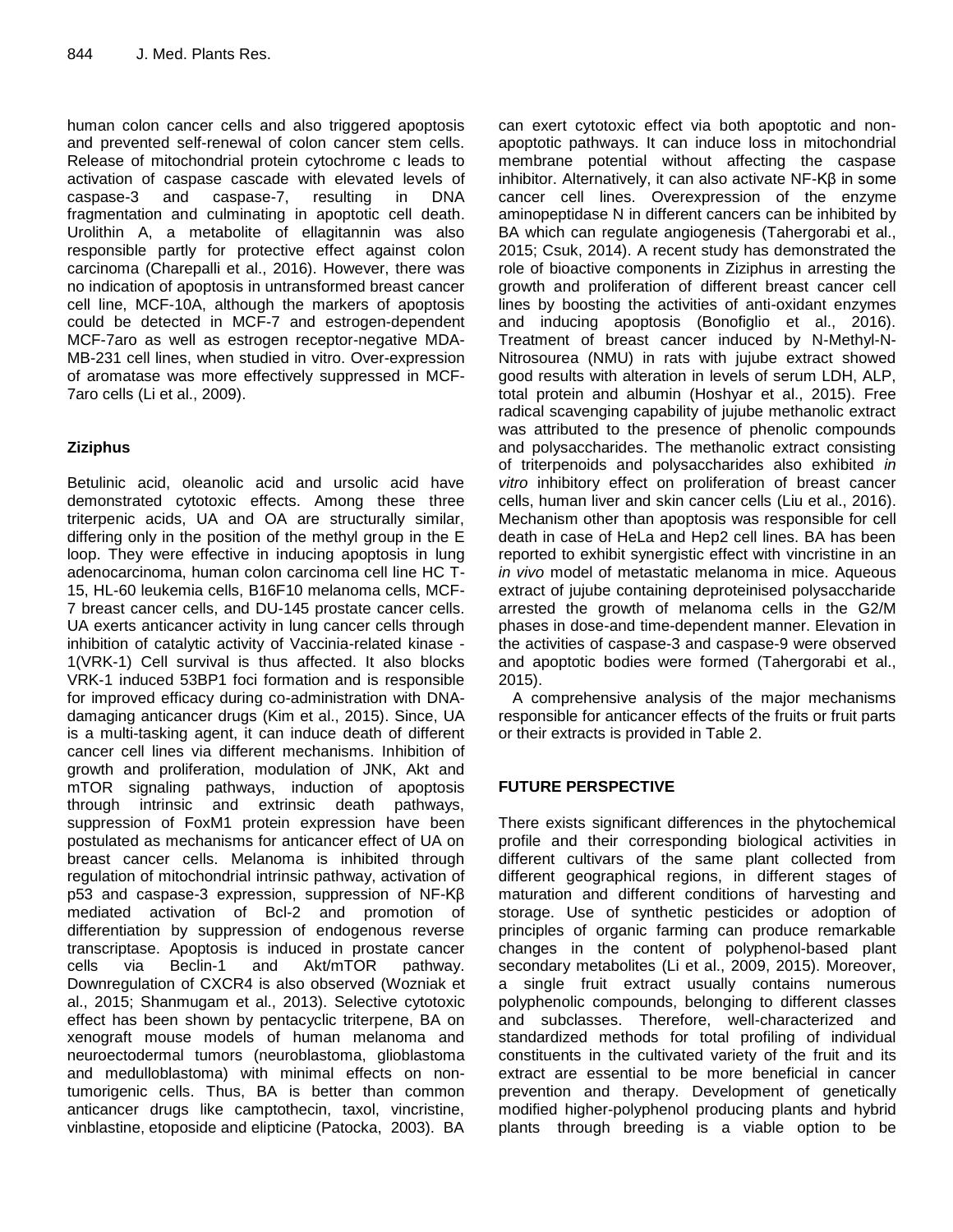human colon cancer cells and also triggered apoptosis and prevented self-renewal of colon cancer stem cells. Release of mitochondrial protein cytochrome c leads to activation of caspase cascade with elevated levels of caspase-3 and caspase-7, resulting in DNA fragmentation and culminating in apoptotic cell death. Urolithin A, a metabolite of ellagitannin was also responsible partly for protective effect against colon carcinoma (Charepalli et al., 2016). However, there was no indication of apoptosis in untransformed breast cancer cell line, MCF-10A, although the markers of apoptosis could be detected in MCF-7 and estrogen-dependent MCF-7aro as well as estrogen receptor-negative MDA-MB-231 cell lines, when studied in vitro. Over-expression of aromatase was more effectively suppressed in MCF-7aro cells (Li et al., 2009).

## Ziziphus

Betulinic acid, oleanolic acid and ursolic acid have demonstrated cytotoxic effects. Among these three triterpenic acids, UA and OA are structurally similar, differing only in the position of the methyl group in the E loop. They were effective in inducing apoptosis in lung adenocarcinoma, human colon carcinoma cell line HC T-15, HL-60 leukemia cells, B16F10 melanoma cells, MCF-7 breast cancer cells, and DU-145 prostate cancer cells. UA exerts anticancer activity in lung cancer cells through inhibition of catalytic activity of Vaccinia-related kinase -1(VRK-1) Cell survival is thus affected. It also blocks VRK-1 induced 53BP1 foci formation and is responsible for improved efficacy during co-administration with DNA-damaging anticancer drugs (Kim et al., 2015). Since, UA is a multi-tasking agent, it can induce death of different cancer cell lines via different mechanisms. Inhibition of growth and proliferation, modulation of JNK, Akt and mTOR signaling pathways, induction of apoptosis through intrinsic and extrinsic death pathways, suppression of FoxM1 protein expression have been postulated as mechanisms for anticancer effect of UA on breast cancer cells. Melanoma is inhibited through regulation of mitochondrial intrinsic pathway, activation of p53 and caspase-3 expression, suppression of NF-Kβ mediated activation of Bcl-2 and promotion of differentiation by suppression of endogenous reverse transcriptase. Apoptosis is induced in prostate cancer cells via Beclin-1 and Akt/mTOR pathway. Downregulation of CXCR4 is also observed (Wozniak et al., 2015; Shanmugam et al., 2013). Selective cytotoxic effect has been shown by pentacyclic triterpene, BA on xenograft mouse models of human melanoma and neuroectodermal tumors (neuroblastoma, glioblastoma and medulloblastoma) with minimal effects on non-tumorigenic cells. Thus, BA is better than common anticancer drugs like camptothecin, taxol, vincristine, vinblastine, etoposide and elipticine (Patocka, 2003). BA can exert cytotoxic effect via both apoptotic and non-apoptotic pathways. It can induce loss in mitochondrial membrane potential without affecting the caspase inhibitor. Alternatively, it can also activate NF-Kβ in some cancer cell lines. Overexpression of the enzyme aminopeptidase N in different cancers can be inhibited by BA which can regulate angiogenesis (Tahergorabi et al., 2015; Csuk, 2014). A recent study has demonstrated the role of bioactive components in Ziziphus in arresting the growth and proliferation of different breast cancer cell lines by boosting the activities of anti-oxidant enzymes and inducing apoptosis (Bonofiglio et al., 2016). Treatment of breast cancer induced by N-Methyl-N-Nitrosourea (NMU) in rats with jujube extract showed good results with alteration in levels of serum LDH, ALP, total protein and albumin (Hoshyar et al., 2015). Free radical scavenging capability of jujube methanolic extract was attributed to the presence of phenolic compounds and polysaccharides. The methanolic extract consisting of triterpenoids and polysaccharides also exhibited *in vitro* inhibitory effect on proliferation of breast cancer cells, human liver and skin cancer cells (Liu et al., 2016). Mechanism other than apoptosis was responsible for cell death in case of HeLa and Hep2 cell lines. BA has been reported to exhibit synergistic effect with vincristine in an *in vivo* model of metastatic melanoma in mice. Aqueous extract of jujube containing deproteinised polysaccharide arrested the growth of melanoma cells in the G2/M phases in dose-and time-dependent manner. Elevation in the activities of caspase-3 and caspase-9 were observed and apoptotic bodies were formed (Tahergorabi et al., 2015).

A comprehensive analysis of the major mechanisms responsible for anticancer effects of the fruits or fruit parts or their extracts is provided in Table 2.

## FUTURE PERSPECTIVE

There exists significant differences in the phytochemical profile and their corresponding biological activities in different cultivars of the same plant collected from different geographical regions, in different stages of maturation and different conditions of harvesting and storage. Use of synthetic pesticides or adoption of principles of organic farming can produce remarkable changes in the content of polyphenol-based plant secondary metabolites (Li et al., 2009, 2015). Moreover, a single fruit extract usually contains numerous polyphenolic compounds, belonging to different classes and subclasses. Therefore, well-characterized and standardized methods for total profiling of individual constituents in the cultivated variety of the fruit and its extract are essential to be more beneficial in cancer prevention and therapy. Development of genetically modified higher-polyphenol producing plants and hybrid plants through breeding is a viable option to be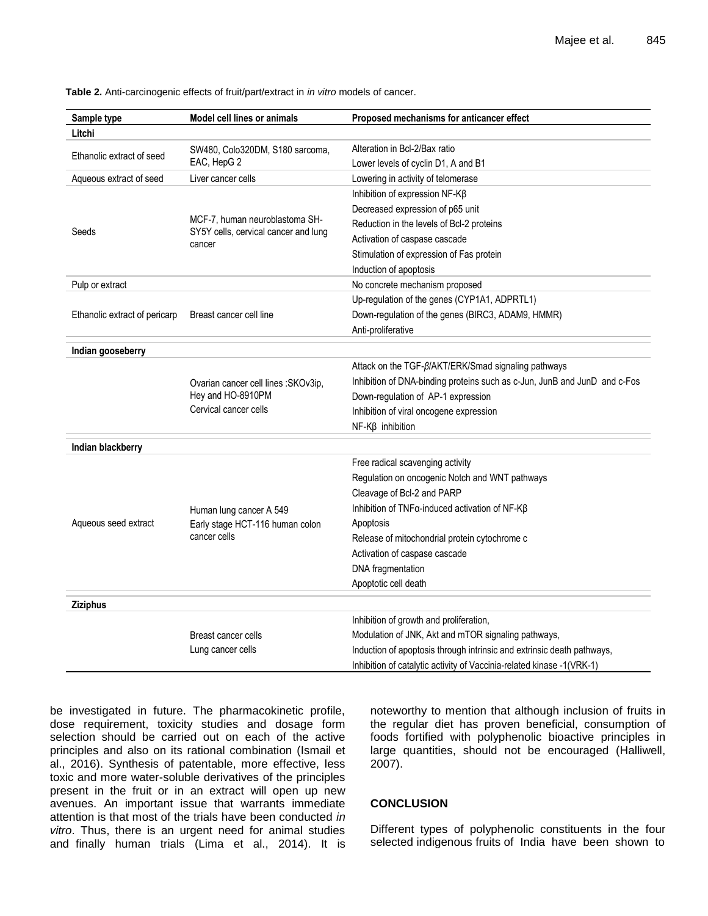**Table 2.** Anti-carcinogenic effects of fruit/part/extract in *in vitro* models of cancer.

| Sample type | Model cell lines or animals | Proposed mechanisms for anticancer effect |
|---|---|---|
| **Litchi** | | |
| Ethanolic extract of seed | SW480, Colo320DM, S180 sarcoma, EAC, HepG 2 | Alteration in Bcl-2/Bax ratio |
| | | Lower levels of cyclin D1, A and B1 |
| Aqueous extract of seed | Liver cancer cells | Lowering in activity of telomerase |
| Seeds | MCF-7, human neuroblastoma SH-SY5Y cells, cervical cancer and lung cancer | Inhibition of expression NF-Kβ |
| | | Decreased expression of p65 unit |
| | | Reduction in the levels of Bcl-2 proteins |
| | | Activation of caspase cascade |
| | | Stimulation of expression of Fas protein |
| | | Induction of apoptosis |
| Pulp or extract | | No concrete mechanism proposed |
| Ethanolic extract of pericarp | Breast cancer cell line | Up-regulation of the genes (CYP1A1, ADPRTL1) |
| | | Down-regulation of the genes (BIRC3, ADAM9, HMMR) |
| | | Anti-proliferative |
| **Indian gooseberry** | | |
| | Ovarian cancer cell lines :SKOv3ip, Hey and HO-8910PM<br>Cervical cancer cells | Attack on the TGF-*β*/AKT/ERK/Smad signaling pathways |
| | | Inhibition of DNA-binding proteins such as c-Jun, JunB and JunD and c-Fos |
| | | Down-regulation of AP-1 expression |
| | | Inhibition of viral oncogene expression |
| | | NF-Kβ inhibition |
| **Indian blackberry** | | |
| Aqueous seed extract | Human lung cancer A 549<br>Early stage HCT-116 human colon cancer cells | Free radical scavenging activity |
| | | Regulation on oncogenic Notch and WNT pathways |
| | | Cleavage of Bcl-2 and PARP |
| | | Inhibition of TNFα-induced activation of NF-Kβ |
| | | Apoptosis |
| | | Release of mitochondrial protein cytochrome c |
| | | Activation of caspase cascade |
| | | DNA fragmentation |
| | | Apoptotic cell death |
| **Ziziphus** | | |
| | Breast cancer cells<br>Lung cancer cells | Inhibition of growth and proliferation, |
| | | Modulation of JNK, Akt and mTOR signaling pathways, |
| | | Induction of apoptosis through intrinsic and extrinsic death pathways, |
| | | Inhibition of catalytic activity of Vaccinia-related kinase -1(VRK-1) |

be investigated in future. The pharmacokinetic profile, dose requirement, toxicity studies and dosage form selection should be carried out on each of the active principles and also on its rational combination (Ismail et al., 2016). Synthesis of patentable, more effective, less toxic and more water-soluble derivatives of the principles present in the fruit or in an extract will open up new avenues. An important issue that warrants immediate attention is that most of the trials have been conducted *in vitro*. Thus, there is an urgent need for animal studies and finally human trials (Lima et al., 2014). It is noteworthy to mention that although inclusion of fruits in the regular diet has proven beneficial, consumption of foods fortified with polyphenolic bioactive principles in large quantities, should not be encouraged (Halliwell, 2007).

## CONCLUSION

Different types of polyphenolic constituents in the four selected indigenous fruits of India have been shown to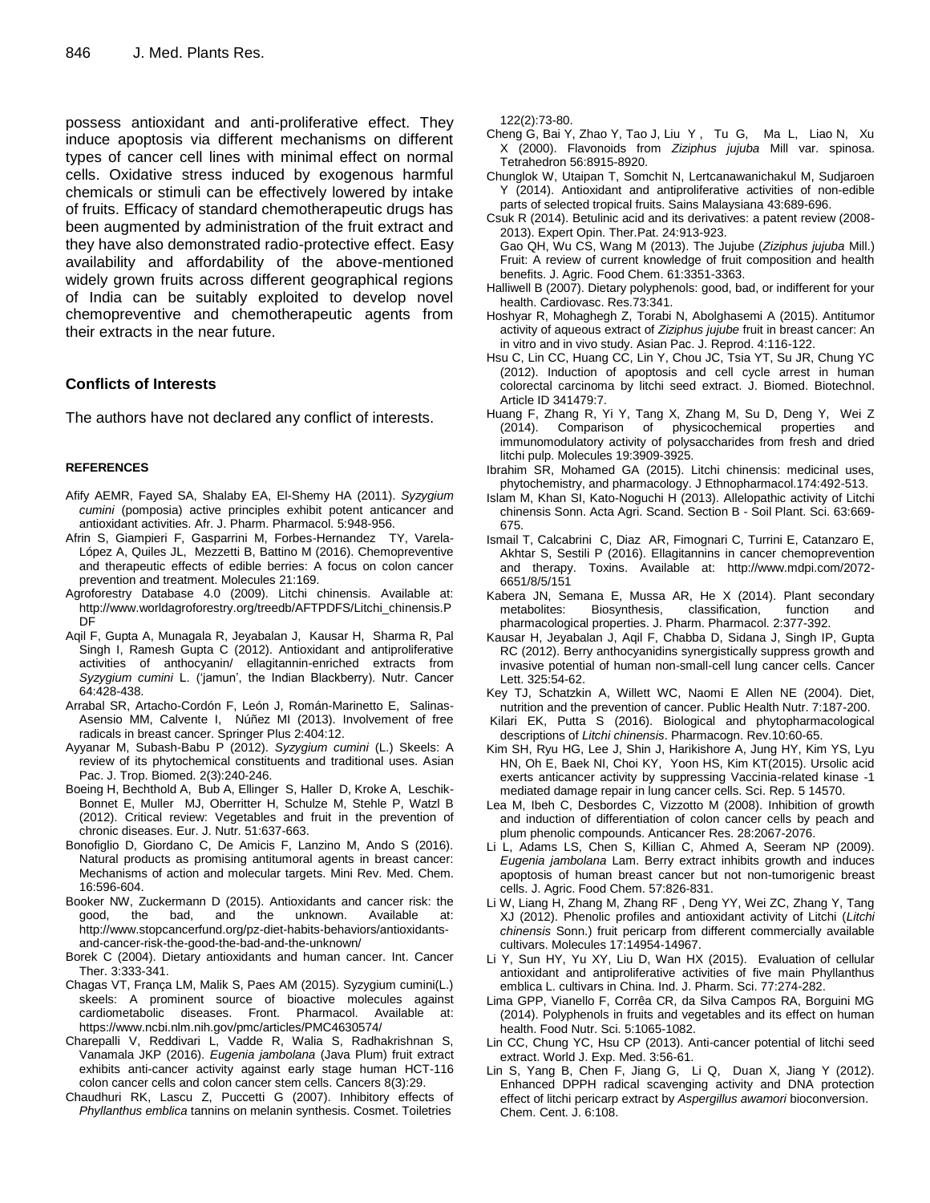possess antioxidant and anti-proliferative effect. They induce apoptosis via different mechanisms on different types of cancer cell lines with minimal effect on normal cells. Oxidative stress induced by exogenous harmful chemicals or stimuli can be effectively lowered by intake of fruits. Efficacy of standard chemotherapeutic drugs has been augmented by administration of the fruit extract and they have also demonstrated radio-protective effect. Easy availability and affordability of the above-mentioned widely grown fruits across different geographical regions of India can be suitably exploited to develop novel chemopreventive and chemotherapeutic agents from their extracts in the near future.

## Conflicts of Interests

The authors have not declared any conflict of interests.

## REFERENCES

Afify AEMR, Fayed SA, Shalaby EA, El-Shemy HA (2011). *Syzygium cumini* (pomposia) active principles exhibit potent anticancer and antioxidant activities. Afr. J. Pharm. Pharmacol. 5:948-956.

Afrin S, Giampieri F, Gasparrini M, Forbes-Hernandez TY, Varela-López A, Quiles JL, Mezzetti B, Battino M (2016). Chemopreventive and therapeutic effects of edible berries: A focus on colon cancer prevention and treatment. Molecules 21:169.

Agroforestry Database 4.0 (2009). Litchi chinensis. Available at: http://www.worldagroforestry.org/treedb/AFTPDFS/Litchi_chinensis.PDF

Aqil F, Gupta A, Munagala R, Jeyabalan J, Kausar H, Sharma R, Pal Singh I, Ramesh Gupta C (2012). Antioxidant and antiproliferative activities of anthocyanin/ ellagitannin-enriched extracts from *Syzygium cumini* L. ('jamun', the Indian Blackberry). Nutr. Cancer 64:428-438.

Arrabal SR, Artacho-Cordón F, León J, Román-Marinetto E, Salinas-Asensio MM, Calvente I, Núñez MI (2013). Involvement of free radicals in breast cancer. Springer Plus 2:404:12.

Ayyanar M, Subash-Babu P (2012). *Syzygium cumini* (L.) Skeels: A review of its phytochemical constituents and traditional uses. Asian Pac. J. Trop. Biomed. 2(3):240-246.

Boeing H, Bechthold A, Bub A, Ellinger S, Haller D, Kroke A, Leschik-Bonnet E, Muller MJ, Oberritter H, Schulze M, Stehle P, Watzl B (2012). Critical review: Vegetables and fruit in the prevention of chronic diseases. Eur. J. Nutr. 51:637-663.

Bonofiglio D, Giordano C, De Amicis F, Lanzino M, Ando S (2016). Natural products as promising antitumoral agents in breast cancer: Mechanisms of action and molecular targets. Mini Rev. Med. Chem. 16:596-604.

Booker NW, Zuckermann D (2015). Antioxidants and cancer risk: the good, the bad, and the unknown. Available at: http://www.stopcancerfund.org/pz-diet-habits-behaviors/antioxidants-and-cancer-risk-the-good-the-bad-and-the-unknown/

Borek C (2004). Dietary antioxidants and human cancer. Int. Cancer Ther. 3:333-341.

Chagas VT, França LM, Malik S, Paes AM (2015). Syzygium cumini(L.) skeels: A prominent source of bioactive molecules against cardiometabolic diseases. Front. Pharmacol. Available at: https://www.ncbi.nlm.nih.gov/pmc/articles/PMC4630574/

Charepalli V, Reddivari L, Vadde R, Walia S, Radhakrishnan S, Vanamala JKP (2016). *Eugenia jambolana* (Java Plum) fruit extract exhibits anti-cancer activity against early stage human HCT-116 colon cancer cells and colon cancer stem cells. Cancers 8(3):29.

Chaudhuri RK, Lascu Z, Puccetti G (2007). Inhibitory effects of *Phyllanthus emblica* tannins on melanin synthesis. Cosmet. Toiletries 122(2):73-80.

Cheng G, Bai Y, Zhao Y, Tao J, Liu Y, Tu G, Ma L, Liao N, Xu X (2000). Flavonoids from *Ziziphus jujuba* Mill var. spinosa. Tetrahedron 56:8915-8920.

Chunglok W, Utaipan T, Somchit N, Lertcanawanichakul M, Sudjaroen Y (2014). Antioxidant and antiproliferative activities of non-edible parts of selected tropical fruits. Sains Malaysiana 43:689-696.

Csuk R (2014). Betulinic acid and its derivatives: a patent review (2008-2013). Expert Opin. Ther.Pat. 24:913-923.

Gao QH, Wu CS, Wang M (2013). The Jujube (*Ziziphus jujuba* Mill.) Fruit: A review of current knowledge of fruit composition and health benefits. J. Agric. Food Chem. 61:3351-3363.

Halliwell B (2007). Dietary polyphenols: good, bad, or indifferent for your health. Cardiovasc. Res.73:341.

Hoshyar R, Mohaghegh Z, Torabi N, Abolghasemi A (2015). Antitumor activity of aqueous extract of *Ziziphus jujube* fruit in breast cancer: An in vitro and in vivo study. Asian Pac. J. Reprod. 4:116-122.

Hsu C, Lin CC, Huang CC, Lin Y, Chou JC, Tsia YT, Su JR, Chung YC (2012). Induction of apoptosis and cell cycle arrest in human colorectal carcinoma by litchi seed extract. J. Biomed. Biotechnol. Article ID 341479:7.

Huang F, Zhang R, Yi Y, Tang X, Zhang M, Su D, Deng Y, Wei Z (2014). Comparison of physicochemical properties and immunomodulatory activity of polysaccharides from fresh and dried litchi pulp. Molecules 19:3909-3925.

Ibrahim SR, Mohamed GA (2015). Litchi chinensis: medicinal uses, phytochemistry, and pharmacology. J Ethnopharmacol.174:492-513.

Islam M, Khan SI, Kato-Noguchi H (2013). Allelopathic activity of Litchi chinensis Sonn. Acta Agri. Scand. Section B - Soil Plant. Sci. 63:669-675.

Ismail T, Calcabrini C, Diaz AR, Fimognari C, Turrini E, Catanzaro E, Akhtar S, Sestili P (2016). Ellagitannins in cancer chemoprevention and therapy. Toxins. Available at: http://www.mdpi.com/2072-6651/8/5/151

Kabera JN, Semana E, Mussa AR, He X (2014). Plant secondary metabolites: Biosynthesis, classification, function and pharmacological properties. J. Pharm. Pharmacol. 2:377-392.

Kausar H, Jeyabalan J, Aqil F, Chabba D, Sidana J, Singh IP, Gupta RC (2012). Berry anthocyanidins synergistically suppress growth and invasive potential of human non-small-cell lung cancer cells. Cancer Lett. 325:54-62.

Key TJ, Schatzkin A, Willett WC, Naomi E Allen NE (2004). Diet, nutrition and the prevention of cancer. Public Health Nutr. 7:187-200.

Kilari EK, Putta S (2016). Biological and phytopharmacological descriptions of *Litchi chinensis*. Pharmacogn. Rev.10:60-65.

Kim SH, Ryu HG, Lee J, Shin J, Harikishore A, Jung HY, Kim YS, Lyu HN, Oh E, Baek NI, Choi KY, Yoon HS, Kim KT(2015). Ursolic acid exerts anticancer activity by suppressing Vaccinia-related kinase -1 mediated damage repair in lung cancer cells. Sci. Rep. 5 14570.

Lea M, Ibeh C, Desbordes C, Vizzotto M (2008). Inhibition of growth and induction of differentiation of colon cancer cells by peach and plum phenolic compounds. Anticancer Res. 28:2067-2076.

Li L, Adams LS, Chen S, Killian C, Ahmed A, Seeram NP (2009). *Eugenia jambolana* Lam. Berry extract inhibits growth and induces apoptosis of human breast cancer but not non-tumorigenic breast cells. J. Agric. Food Chem. 57:826-831.

Li W, Liang H, Zhang M, Zhang RF , Deng YY, Wei ZC, Zhang Y, Tang XJ (2012). Phenolic profiles and antioxidant activity of Litchi (*Litchi chinensis* Sonn.) fruit pericarp from different commercially available cultivars. Molecules 17:14954-14967.

Li Y, Sun HY, Yu XY, Liu D, Wan HX (2015). Evaluation of cellular antioxidant and antiproliferative activities of five main Phyllanthus emblica L. cultivars in China. Ind. J. Pharm. Sci. 77:274-282.

Lima GPP, Vianello F, Corrêa CR, da Silva Campos RA, Borguini MG (2014). Polyphenols in fruits and vegetables and its effect on human health. Food Nutr. Sci. 5:1065-1082.

Lin CC, Chung YC, Hsu CP (2013). Anti-cancer potential of litchi seed extract. World J. Exp. Med. 3:56-61.

Lin S, Yang B, Chen F, Jiang G, Li Q, Duan X, Jiang Y (2012). Enhanced DPPH radical scavenging activity and DNA protection effect of litchi pericarp extract by *Aspergillus awamori* bioconversion. Chem. Cent. J. 6:108.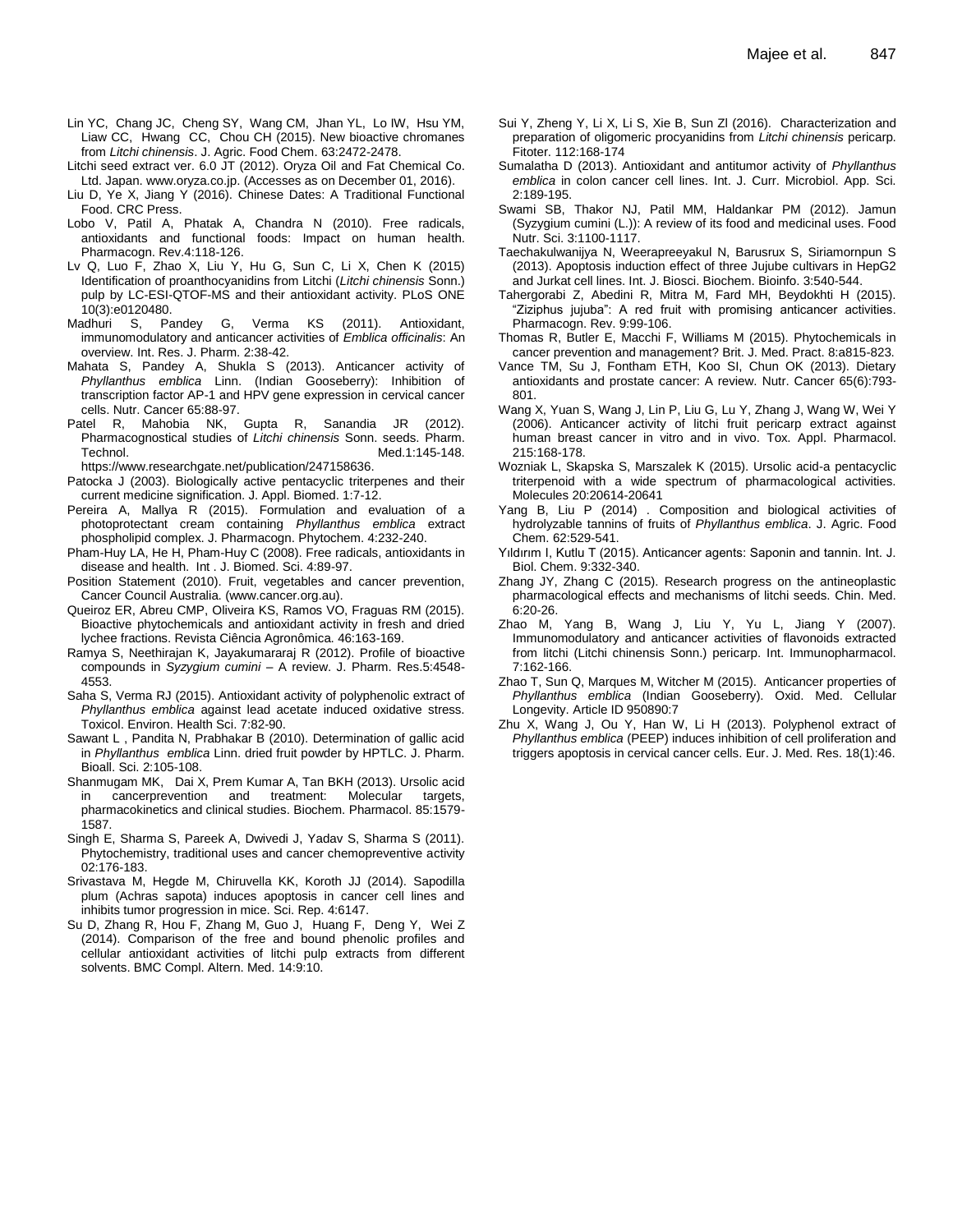Lin YC, Chang JC, Cheng SY, Wang CM, Jhan YL, Lo IW, Hsu YM, Liaw CC, Hwang CC, Chou CH (2015). New bioactive chromanes from *Litchi chinensis*. J. Agric. Food Chem. 63:2472-2478.

Litchi seed extract ver. 6.0 JT (2012). Oryza Oil and Fat Chemical Co. Ltd. Japan. www.oryza.co.jp. (Accesses as on December 01, 2016).

Liu D, Ye X, Jiang Y (2016). Chinese Dates: A Traditional Functional Food. CRC Press.

Lobo V, Patil A, Phatak A, Chandra N (2010). Free radicals, antioxidants and functional foods: Impact on human health. Pharmacogn. Rev.4:118-126.

Lv Q, Luo F, Zhao X, Liu Y, Hu G, Sun C, Li X, Chen K (2015) Identification of proanthocyanidins from Litchi (*Litchi chinensis* Sonn.) pulp by LC-ESI-QTOF-MS and their antioxidant activity. PLoS ONE 10(3):e0120480.

Madhuri S, Pandey G, Verma KS (2011). Antioxidant, immunomodulatory and anticancer activities of *Emblica officinalis*: An overview. Int. Res. J. Pharm. 2:38-42.

Mahata S, Pandey A, Shukla S (2013). Anticancer activity of *Phyllanthus emblica* Linn. (Indian Gooseberry): Inhibition of transcription factor AP-1 and HPV gene expression in cervical cancer cells. Nutr. Cancer 65:88-97.

Patel R, Mahobia NK, Gupta R, Sanandia JR (2012). Pharmacognostical studies of *Litchi chinensis* Sonn. seeds. Pharm. Technol. Med.1:145-148. https://www.researchgate.net/publication/247158636.

Patocka J (2003). Biologically active pentacyclic triterpenes and their current medicine signification. J. Appl. Biomed. 1:7-12.

Pereira A, Mallya R (2015). Formulation and evaluation of a photoprotectant cream containing *Phyllanthus emblica* extract phospholipid complex. J. Pharmacogn. Phytochem. 4:232-240.

Pham-Huy LA, He H, Pham-Huy C (2008). Free radicals, antioxidants in disease and health. Int . J. Biomed. Sci. 4:89-97.

Position Statement (2010). Fruit, vegetables and cancer prevention, Cancer Council Australia. (www.cancer.org.au).

Queiroz ER, Abreu CMP, Oliveira KS, Ramos VO, Fraguas RM (2015). Bioactive phytochemicals and antioxidant activity in fresh and dried lychee fractions. Revista Ciência Agronômica. 46:163-169.

Ramya S, Neethirajan K, Jayakumararaj R (2012). Profile of bioactive compounds in *Syzygium cumini* – A review. J. Pharm. Res.5:4548-4553.

Saha S, Verma RJ (2015). Antioxidant activity of polyphenolic extract of *Phyllanthus emblica* against lead acetate induced oxidative stress. Toxicol. Environ. Health Sci. 7:82-90.

Sawant L , Pandita N, Prabhakar B (2010). Determination of gallic acid in *Phyllanthus emblica* Linn. dried fruit powder by HPTLC. J. Pharm. Bioall. Sci. 2:105-108.

Shanmugam MK, Dai X, Prem Kumar A, Tan BKH (2013). Ursolic acid in cancerprevention and treatment: Molecular targets, pharmacokinetics and clinical studies. Biochem. Pharmacol. 85:1579-1587.

Singh E, Sharma S, Pareek A, Dwivedi J, Yadav S, Sharma S (2011). Phytochemistry, traditional uses and cancer chemopreventive activity 02:176-183.

Srivastava M, Hegde M, Chiruvella KK, Koroth JJ (2014). Sapodilla plum (Achras sapota) induces apoptosis in cancer cell lines and inhibits tumor progression in mice. Sci. Rep. 4:6147.

Su D, Zhang R, Hou F, Zhang M, Guo J, Huang F, Deng Y, Wei Z (2014). Comparison of the free and bound phenolic profiles and cellular antioxidant activities of litchi pulp extracts from different solvents. BMC Compl. Altern. Med. 14:9:10.

Sui Y, Zheng Y, Li X, Li S, Xie B, Sun ZI (2016). Characterization and preparation of oligomeric procyanidins from *Litchi chinensis* pericarp. Fitoter. 112:168-174

Sumalatha D (2013). Antioxidant and antitumor activity of *Phyllanthus emblica* in colon cancer cell lines. Int. J. Curr. Microbiol. App. Sci. 2:189-195.

Swami SB, Thakor NJ, Patil MM, Haldankar PM (2012). Jamun (Syzygium cumini (L.)): A review of its food and medicinal uses. Food Nutr. Sci. 3:1100-1117.

Taechakulwanijya N, Weerapreeyakul N, Barusrux S, Siriamornpun S (2013). Apoptosis induction effect of three Jujube cultivars in HepG2 and Jurkat cell lines. Int. J. Biosci. Biochem. Bioinfo. 3:540-544.

Tahergorabi Z, Abedini R, Mitra M, Fard MH, Beydokhti H (2015). "Ziziphus jujuba": A red fruit with promising anticancer activities. Pharmacogn. Rev. 9:99-106.

Thomas R, Butler E, Macchi F, Williams M (2015). Phytochemicals in cancer prevention and management? Brit. J. Med. Pract. 8:a815-823.

Vance TM, Su J, Fontham ETH, Koo SI, Chun OK (2013). Dietary antioxidants and prostate cancer: A review. Nutr. Cancer 65(6):793-801.

Wang X, Yuan S, Wang J, Lin P, Liu G, Lu Y, Zhang J, Wang W, Wei Y (2006). Anticancer activity of litchi fruit pericarp extract against human breast cancer in vitro and in vivo. Tox. Appl. Pharmacol. 215:168-178.

Wozniak L, Skapska S, Marszalek K (2015). Ursolic acid-a pentacyclic triterpenoid with a wide spectrum of pharmacological activities. Molecules 20:20614-20641

Yang B, Liu P (2014) . Composition and biological activities of hydrolyzable tannins of fruits of *Phyllanthus emblica*. J. Agric. Food Chem. 62:529-541.

Yıldırım I, Kutlu T (2015). Anticancer agents: Saponin and tannin. Int. J. Biol. Chem. 9:332-340.

Zhang JY, Zhang C (2015). Research progress on the antineoplastic pharmacological effects and mechanisms of litchi seeds. Chin. Med. 6:20-26.

Zhao M, Yang B, Wang J, Liu Y, Yu L, Jiang Y (2007). Immunomodulatory and anticancer activities of flavonoids extracted from litchi (Litchi chinensis Sonn.) pericarp. Int. Immunopharmacol. 7:162-166.

Zhao T, Sun Q, Marques M, Witcher M (2015). Anticancer properties of *Phyllanthus emblica* (Indian Gooseberry). Oxid. Med. Cellular Longevity. Article ID 950890:7

Zhu X, Wang J, Ou Y, Han W, Li H (2013). Polyphenol extract of *Phyllanthus emblica* (PEEP) induces inhibition of cell proliferation and triggers apoptosis in cervical cancer cells. Eur. J. Med. Res. 18(1):46.